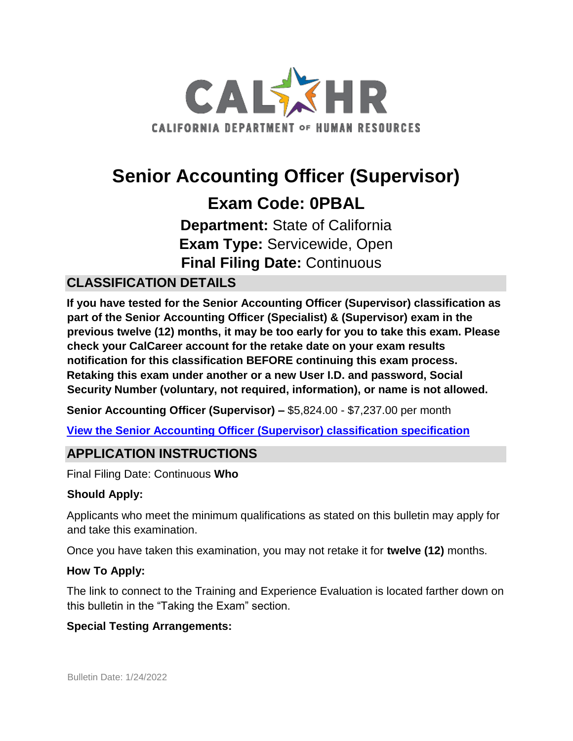CALHR
CALIFORNIA DEPARTMENT OF HUMAN RESOURCES

# Senior Accounting Officer (Supervisor)

## Exam Code: 0PBAL

**Department:** State of California
**Exam Type:** Servicewide, Open
**Final Filing Date:** Continuous

## CLASSIFICATION DETAILS

**If you have tested for the Senior Accounting Officer (Supervisor) classification as part of the Senior Accounting Officer (Specialist) & (Supervisor) exam in the previous twelve (12) months, it may be too early for you to take this exam. Please check your CalCareer account for the retake date on your exam results notification for this classification BEFORE continuing this exam process. Retaking this exam under another or a new User I.D. and password, Social Security Number (voluntary, not required, information), or name is not allowed.**

**Senior Accounting Officer (Supervisor) –** $5,824.00 - $7,237.00 per month

View the Senior Accounting Officer (Supervisor) classification specification

## APPLICATION INSTRUCTIONS

Final Filing Date: Continuous **Who**

**Should Apply:**

Applicants who meet the minimum qualifications as stated on this bulletin may apply for and take this examination.

Once you have taken this examination, you may not retake it for **twelve (12)** months.

**How To Apply:**

The link to connect to the Training and Experience Evaluation is located farther down on this bulletin in the "Taking the Exam" section.

**Special Testing Arrangements:**

Bulletin Date: 1/24/2022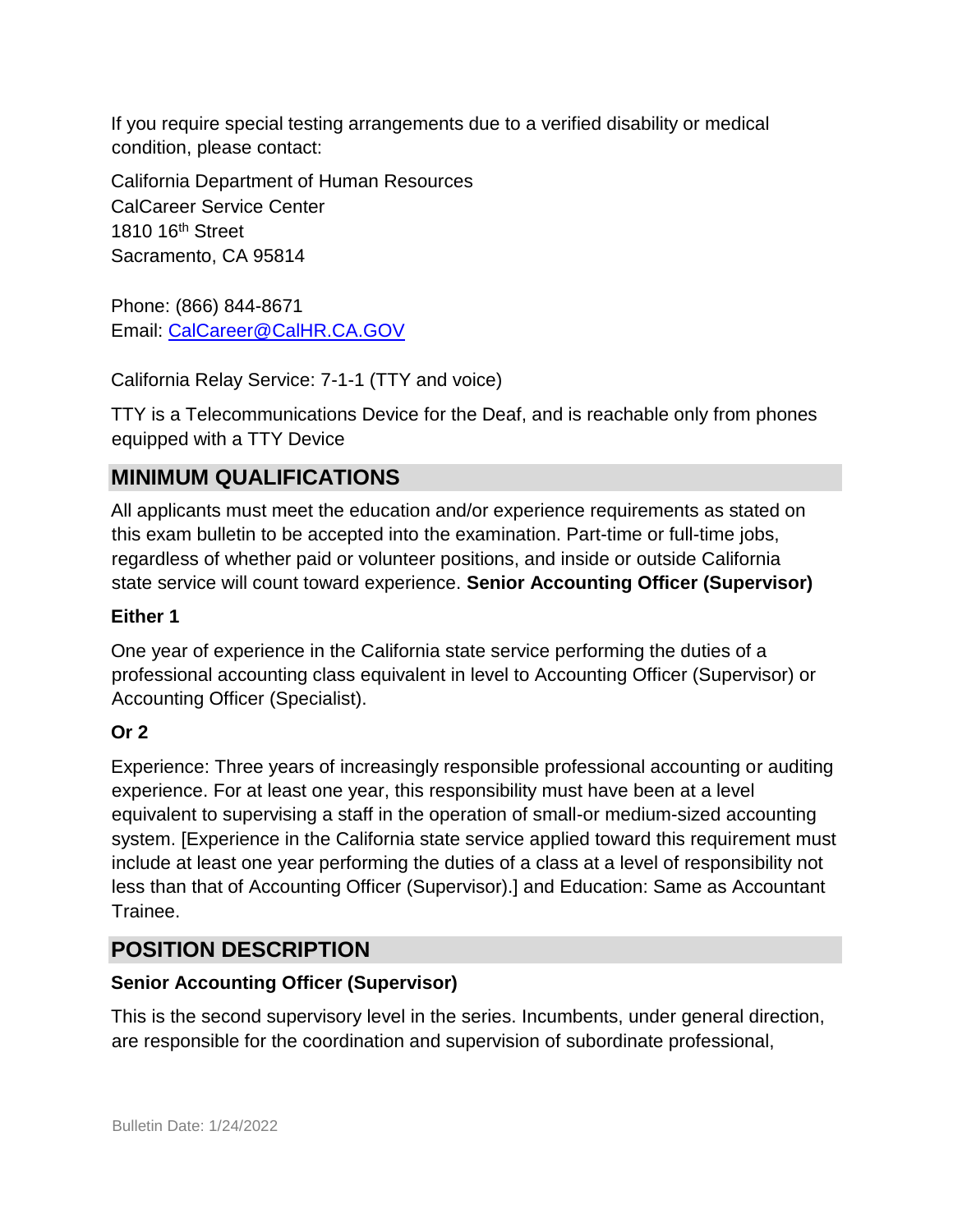If you require special testing arrangements due to a verified disability or medical condition, please contact:

California Department of Human Resources
CalCareer Service Center
1810 16th Street
Sacramento, CA 95814

Phone: (866) 844-8671
Email: CalCareer@CalHR.CA.GOV

California Relay Service: 7-1-1 (TTY and voice)

TTY is a Telecommunications Device for the Deaf, and is reachable only from phones equipped with a TTY Device

## MINIMUM QUALIFICATIONS

All applicants must meet the education and/or experience requirements as stated on this exam bulletin to be accepted into the examination. Part-time or full-time jobs, regardless of whether paid or volunteer positions, and inside or outside California state service will count toward experience. **Senior Accounting Officer (Supervisor)**

**Either 1**

One year of experience in the California state service performing the duties of a professional accounting class equivalent in level to Accounting Officer (Supervisor) or Accounting Officer (Specialist).

**Or 2**

Experience: Three years of increasingly responsible professional accounting or auditing experience. For at least one year, this responsibility must have been at a level equivalent to supervising a staff in the operation of small-or medium-sized accounting system. [Experience in the California state service applied toward this requirement must include at least one year performing the duties of a class at a level of responsibility not less than that of Accounting Officer (Supervisor).] and Education: Same as Accountant Trainee.

## POSITION DESCRIPTION

**Senior Accounting Officer (Supervisor)**

This is the second supervisory level in the series. Incumbents, under general direction, are responsible for the coordination and supervision of subordinate professional,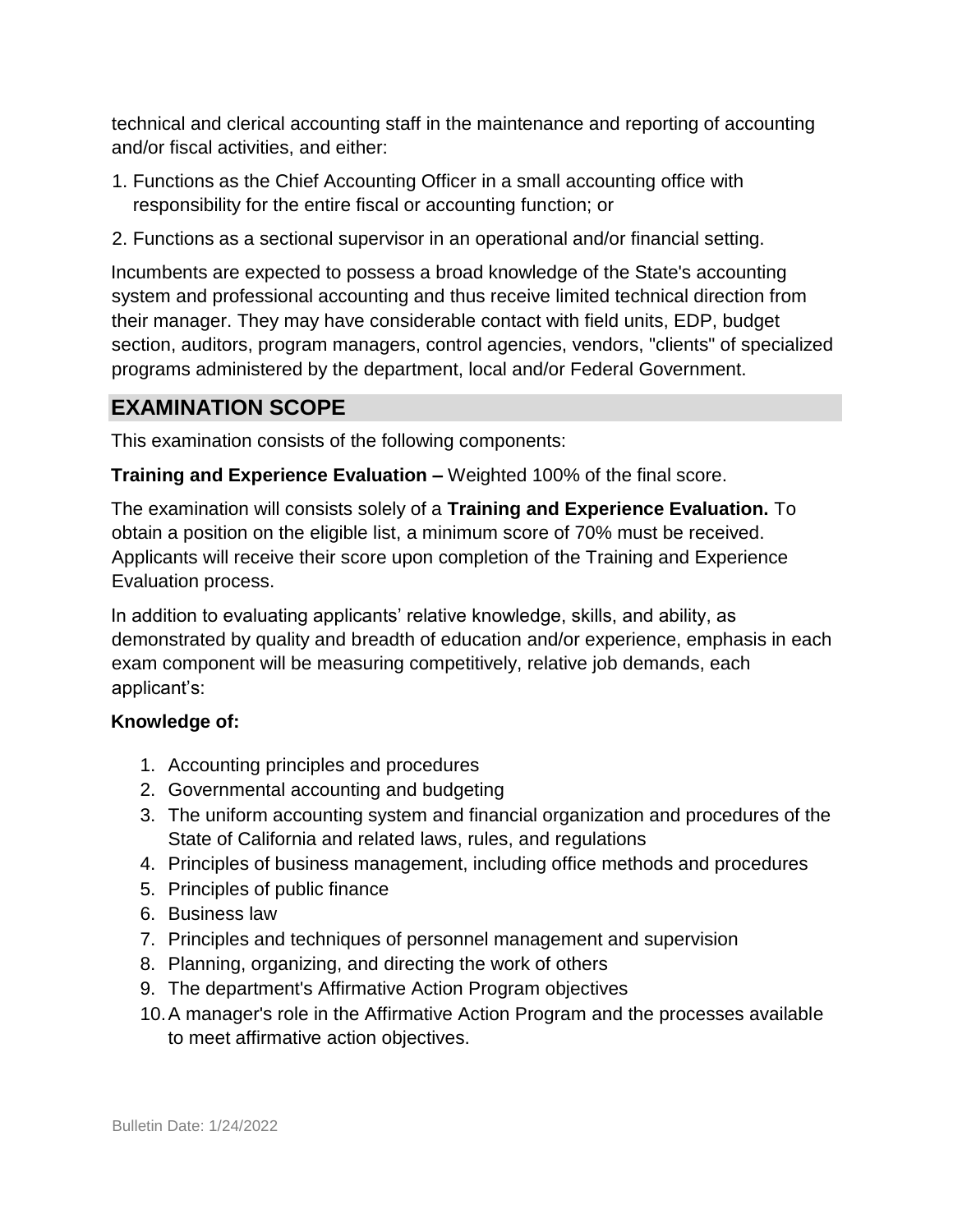technical and clerical accounting staff in the maintenance and reporting of accounting and/or fiscal activities, and either:

1. Functions as the Chief Accounting Officer in a small accounting office with responsibility for the entire fiscal or accounting function; or
2. Functions as a sectional supervisor in an operational and/or financial setting.

Incumbents are expected to possess a broad knowledge of the State's accounting system and professional accounting and thus receive limited technical direction from their manager. They may have considerable contact with field units, EDP, budget section, auditors, program managers, control agencies, vendors, "clients" of specialized programs administered by the department, local and/or Federal Government.

## EXAMINATION SCOPE

This examination consists of the following components:

**Training and Experience Evaluation –** Weighted 100% of the final score.

The examination will consists solely of a **Training and Experience Evaluation.** To obtain a position on the eligible list, a minimum score of 70% must be received. Applicants will receive their score upon completion of the Training and Experience Evaluation process.

In addition to evaluating applicants' relative knowledge, skills, and ability, as demonstrated by quality and breadth of education and/or experience, emphasis in each exam component will be measuring competitively, relative job demands, each applicant's:

**Knowledge of:**

1. Accounting principles and procedures
2. Governmental accounting and budgeting
3. The uniform accounting system and financial organization and procedures of the State of California and related laws, rules, and regulations
4. Principles of business management, including office methods and procedures
5. Principles of public finance
6. Business law
7. Principles and techniques of personnel management and supervision
8. Planning, organizing, and directing the work of others
9. The department's Affirmative Action Program objectives
10. A manager's role in the Affirmative Action Program and the processes available to meet affirmative action objectives.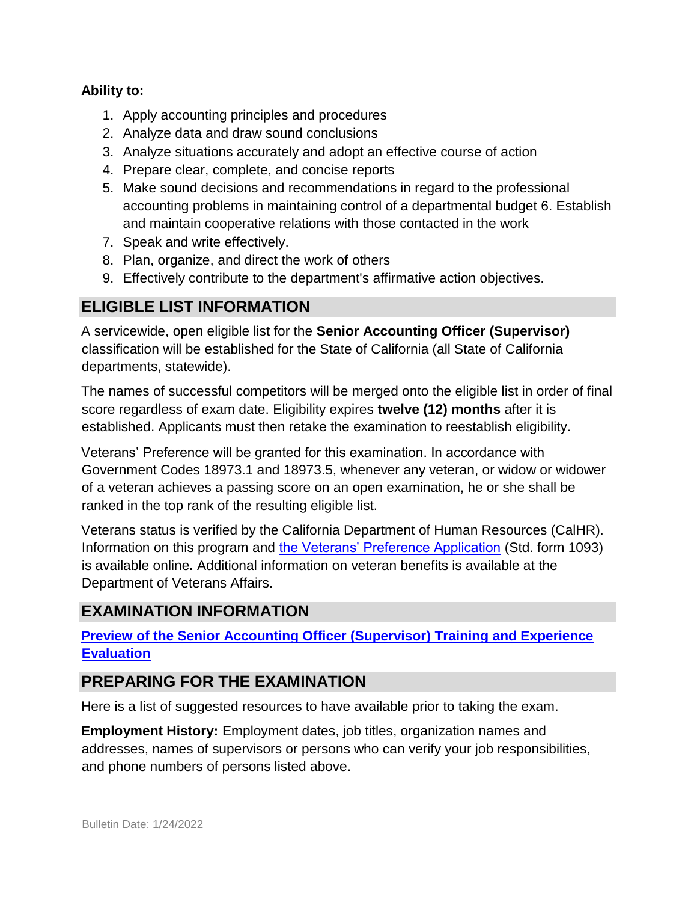**Ability to:**

1. Apply accounting principles and procedures
2. Analyze data and draw sound conclusions
3. Analyze situations accurately and adopt an effective course of action
4. Prepare clear, complete, and concise reports
5. Make sound decisions and recommendations in regard to the professional accounting problems in maintaining control of a departmental budget 6. Establish and maintain cooperative relations with those contacted in the work
7. Speak and write effectively.
8. Plan, organize, and direct the work of others
9. Effectively contribute to the department's affirmative action objectives.

## ELIGIBLE LIST INFORMATION

A servicewide, open eligible list for the **Senior Accounting Officer (Supervisor)** classification will be established for the State of California (all State of California departments, statewide).

The names of successful competitors will be merged onto the eligible list in order of final score regardless of exam date. Eligibility expires **twelve (12) months** after it is established. Applicants must then retake the examination to reestablish eligibility.

Veterans' Preference will be granted for this examination. In accordance with Government Codes 18973.1 and 18973.5, whenever any veteran, or widow or widower of a veteran achieves a passing score on an open examination, he or she shall be ranked in the top rank of the resulting eligible list.

Veterans status is verified by the California Department of Human Resources (CalHR). Information on this program and the Veterans' Preference Application (Std. form 1093) is available online**.** Additional information on veteran benefits is available at the Department of Veterans Affairs.

## EXAMINATION INFORMATION

**Preview of the Senior Accounting Officer (Supervisor) Training and Experience Evaluation**

## PREPARING FOR THE EXAMINATION

Here is a list of suggested resources to have available prior to taking the exam.

**Employment History:** Employment dates, job titles, organization names and addresses, names of supervisors or persons who can verify your job responsibilities, and phone numbers of persons listed above.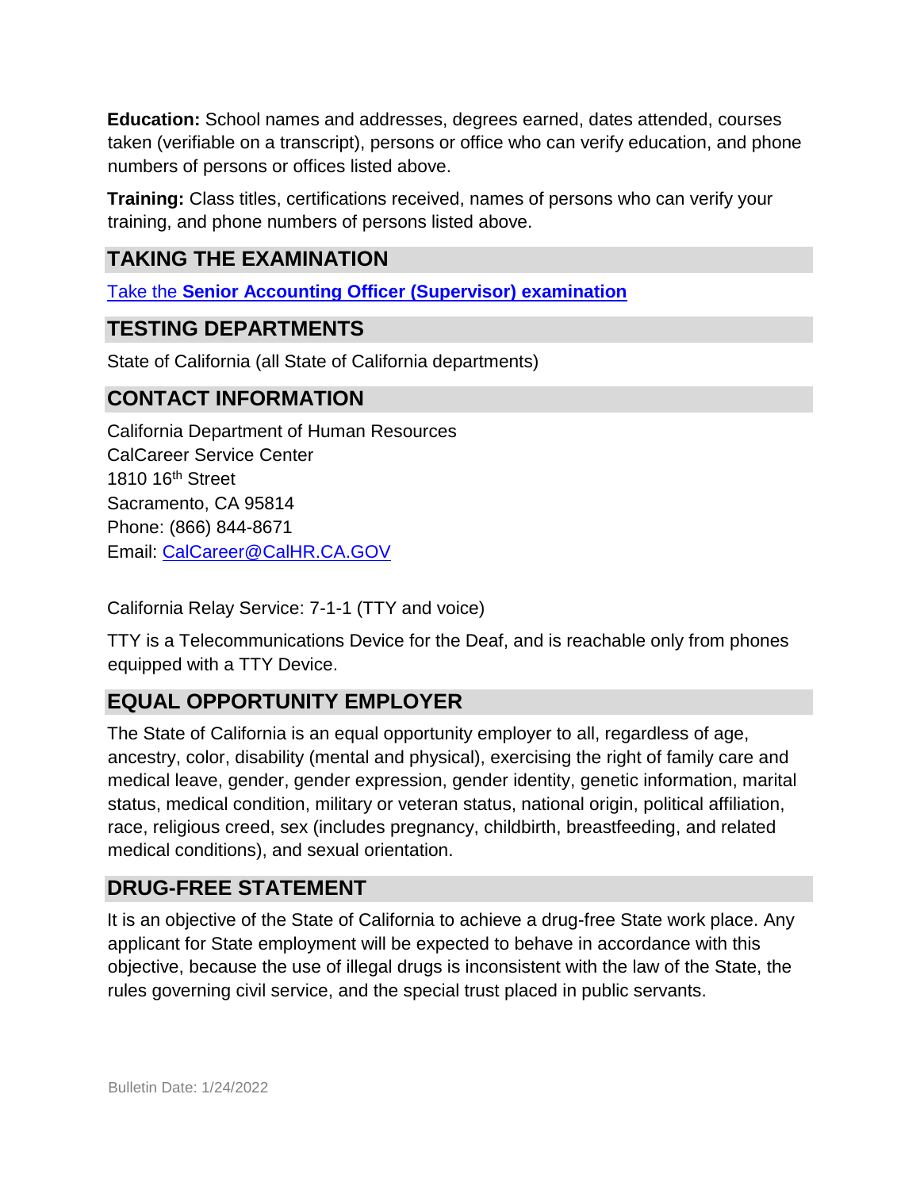**Education:** School names and addresses, degrees earned, dates attended, courses taken (verifiable on a transcript), persons or office who can verify education, and phone numbers of persons or offices listed above.

**Training:** Class titles, certifications received, names of persons who can verify your training, and phone numbers of persons listed above.

## TAKING THE EXAMINATION

Take the **Senior Accounting Officer (Supervisor) examination**

## TESTING DEPARTMENTS

State of California (all State of California departments)

## CONTACT INFORMATION

California Department of Human Resources
CalCareer Service Center
1810 16th Street
Sacramento, CA 95814
Phone: (866) 844-8671
Email: CalCareer@CalHR.CA.GOV

California Relay Service: 7-1-1 (TTY and voice)

TTY is a Telecommunications Device for the Deaf, and is reachable only from phones equipped with a TTY Device.

## EQUAL OPPORTUNITY EMPLOYER

The State of California is an equal opportunity employer to all, regardless of age, ancestry, color, disability (mental and physical), exercising the right of family care and medical leave, gender, gender expression, gender identity, genetic information, marital status, medical condition, military or veteran status, national origin, political affiliation, race, religious creed, sex (includes pregnancy, childbirth, breastfeeding, and related medical conditions), and sexual orientation.

## DRUG-FREE STATEMENT

It is an objective of the State of California to achieve a drug-free State work place. Any applicant for State employment will be expected to behave in accordance with this objective, because the use of illegal drugs is inconsistent with the law of the State, the rules governing civil service, and the special trust placed in public servants.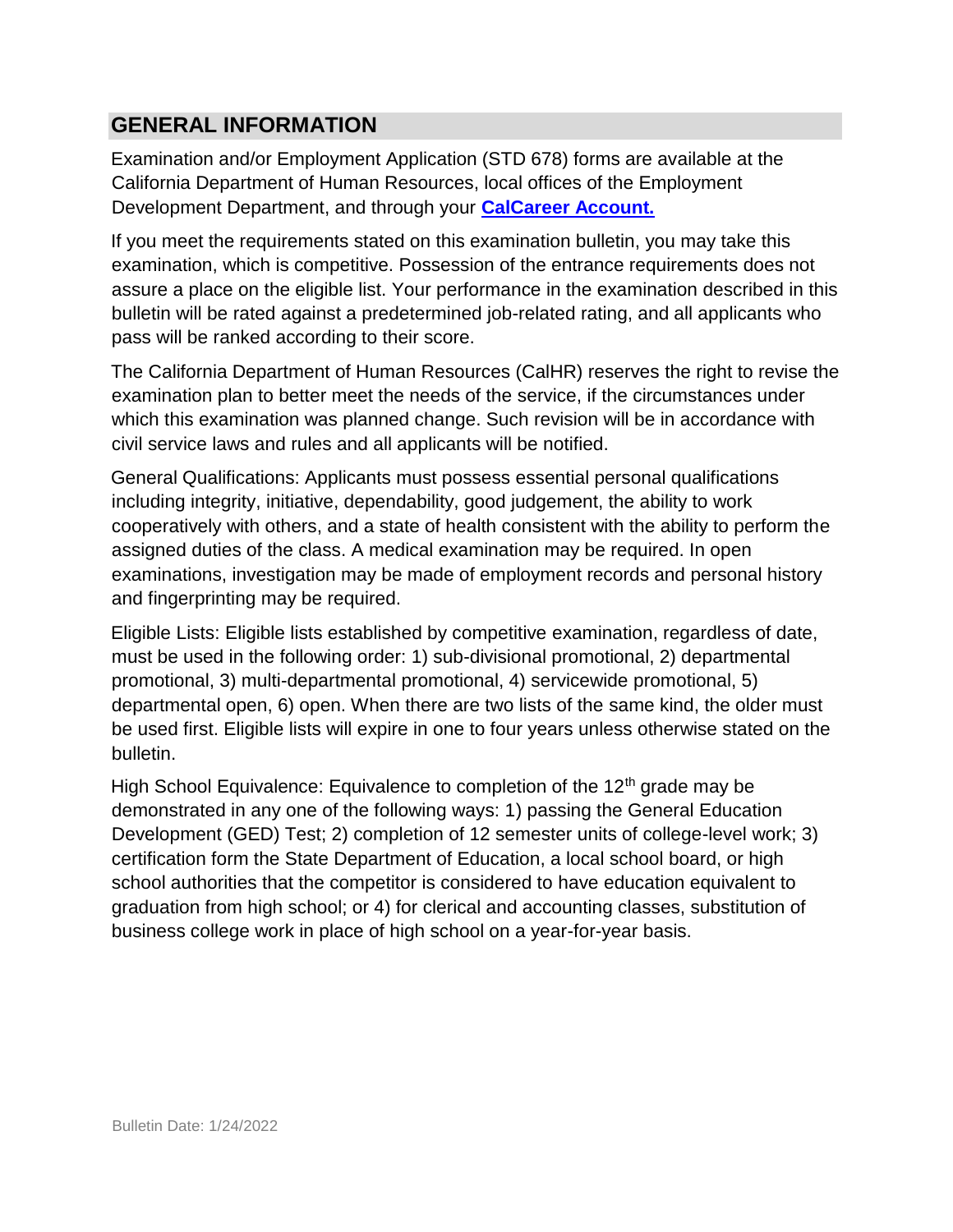## GENERAL INFORMATION

Examination and/or Employment Application (STD 678) forms are available at the California Department of Human Resources, local offices of the Employment Development Department, and through your **CalCareer Account.**

If you meet the requirements stated on this examination bulletin, you may take this examination, which is competitive. Possession of the entrance requirements does not assure a place on the eligible list. Your performance in the examination described in this bulletin will be rated against a predetermined job-related rating, and all applicants who pass will be ranked according to their score.

The California Department of Human Resources (CalHR) reserves the right to revise the examination plan to better meet the needs of the service, if the circumstances under which this examination was planned change. Such revision will be in accordance with civil service laws and rules and all applicants will be notified.

General Qualifications: Applicants must possess essential personal qualifications including integrity, initiative, dependability, good judgement, the ability to work cooperatively with others, and a state of health consistent with the ability to perform the assigned duties of the class. A medical examination may be required. In open examinations, investigation may be made of employment records and personal history and fingerprinting may be required.

Eligible Lists: Eligible lists established by competitive examination, regardless of date, must be used in the following order: 1) sub-divisional promotional, 2) departmental promotional, 3) multi-departmental promotional, 4) servicewide promotional, 5) departmental open, 6) open. When there are two lists of the same kind, the older must be used first. Eligible lists will expire in one to four years unless otherwise stated on the bulletin.

High School Equivalence: Equivalence to completion of the 12th grade may be demonstrated in any one of the following ways: 1) passing the General Education Development (GED) Test; 2) completion of 12 semester units of college-level work; 3) certification form the State Department of Education, a local school board, or high school authorities that the competitor is considered to have education equivalent to graduation from high school; or 4) for clerical and accounting classes, substitution of business college work in place of high school on a year-for-year basis.

Bulletin Date: 1/24/2022